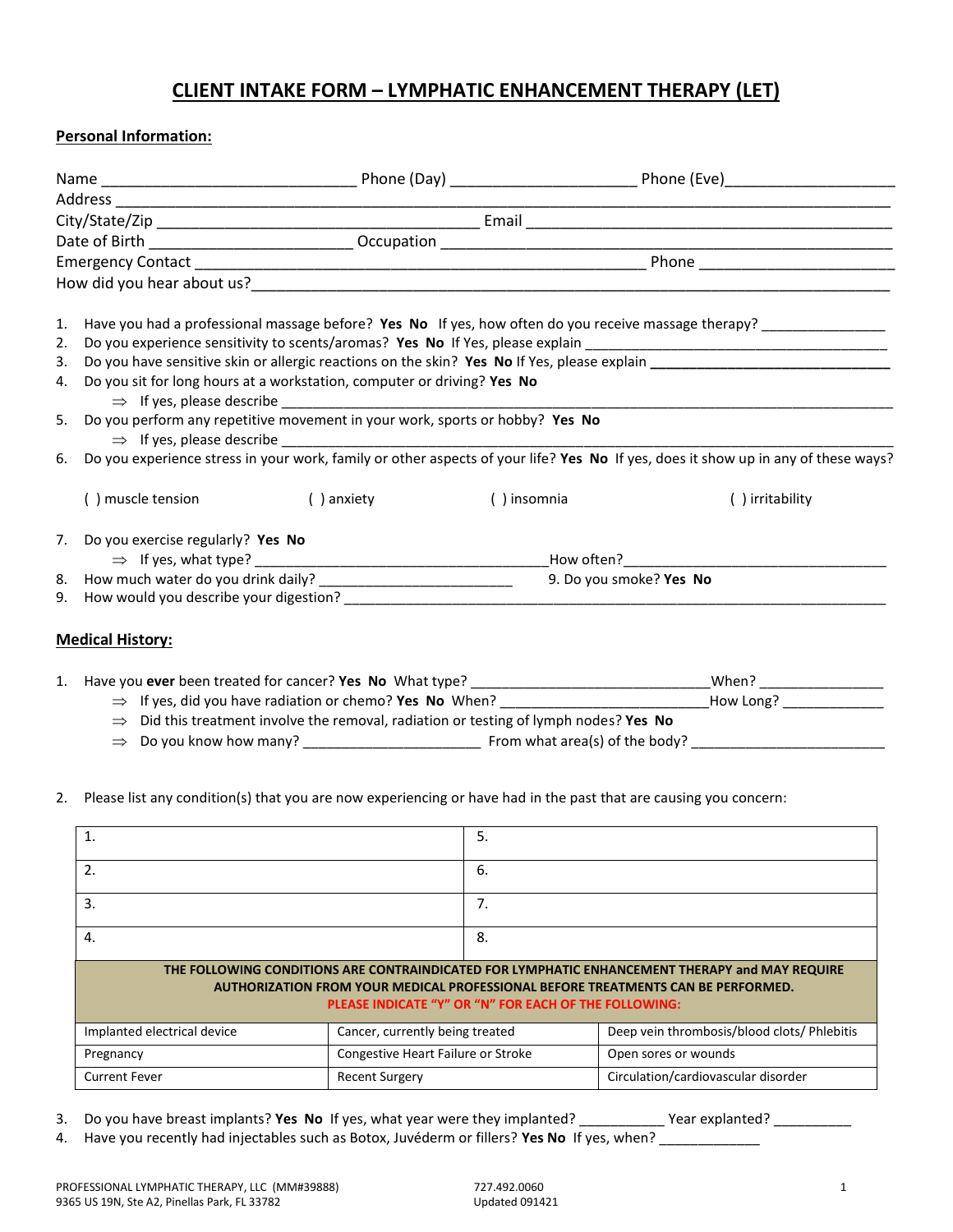# CLIENT INTAKE FORM – LYMPHATIC ENHANCEMENT THERAPY (LET)

## Personal Information:

Name ______________________________ Phone (Day) _____________________ Phone (Eve)____________________

Address ___________________________________________________________________________________

City/State/Zip ______________________________________ Email ___________________________________________

Date of Birth ______________________ Occupation ______________________________________________________

Emergency Contact ____________________________________________________ Phone ______________________

How did you hear about us?_____________________________________________________________________________

1. Have you had a professional massage before? **Yes No** If yes, how often do you receive massage therapy? _______________
2. Do you experience sensitivity to scents/aromas? **Yes No** If Yes, please explain ____________________________________
3. Do you have sensitive skin or allergic reactions on the skin? **Yes No** If Yes, please explain ______________________________
4. Do you sit for long hours at a workstation, computer or driving? **Yes No**
   - ⇒ If yes, please describe ___________________________________________________________________________
5. Do you perform any repetitive movement in your work, sports or hobby? **Yes No**
   - ⇒ If yes, please describe ___________________________________________________________________________
6. Do you experience stress in your work, family or other aspects of your life? **Yes No** If yes, does it show up in any of these ways?

   ( ) muscle tension ( ) anxiety ( ) insomnia ( ) irritability

7. Do you exercise regularly? **Yes No**
   - ⇒ If yes, what type? ____________________________________How often?__________________________________
8. How much water do you drink daily? ________________________ 9. Do you smoke? **Yes No**
9. How would you describe your digestion? ______________________________________________________________________

## Medical History:

1. Have you **ever** been treated for cancer? **Yes No** What type? ______________________________When? _______________
   - ⇒ If yes, did you have radiation or chemo? **Yes No** When? _________________________How Long? _____________
   - ⇒ Did this treatment involve the removal, radiation or testing of lymph nodes? **Yes No**
   - ⇒ Do you know how many? ______________________ From what area(s) of the body? ________________________

2. Please list any condition(s) that you are now experiencing or have had in the past that are causing you concern:

| | |
|---|---|
| 1. | 5. |
| 2. | 6. |
| 3. | 7. |
| 4. | 8. |

**THE FOLLOWING CONDITIONS ARE CONTRAINDICATED FOR LYMPHATIC ENHANCEMENT THERAPY and MAY REQUIRE AUTHORIZATION FROM YOUR MEDICAL PROFESSIONAL BEFORE TREATMENTS CAN BE PERFORMED.**
**PLEASE INDICATE "Y" OR "N" FOR EACH OF THE FOLLOWING:**

| | | |
|---|---|---|
| Implanted electrical device | Cancer, currently being treated | Deep vein thrombosis/blood clots/ Phlebitis |
| Pregnancy | Congestive Heart Failure or Stroke | Open sores or wounds |
| Current Fever | Recent Surgery | Circulation/cardiovascular disorder |

3. Do you have breast implants? **Yes No** If yes, what year were they implanted? __________ Year explanted? __________
4. Have you recently had injectables such as Botox, Juvéderm or fillers? **Yes No** If yes, when? _____________

PROFESSIONAL LYMPHATIC THERAPY, LLC (MM#39888)
9365 US 19N, Ste A2, Pinellas Park, FL 33782
727.492.0060
Updated 091421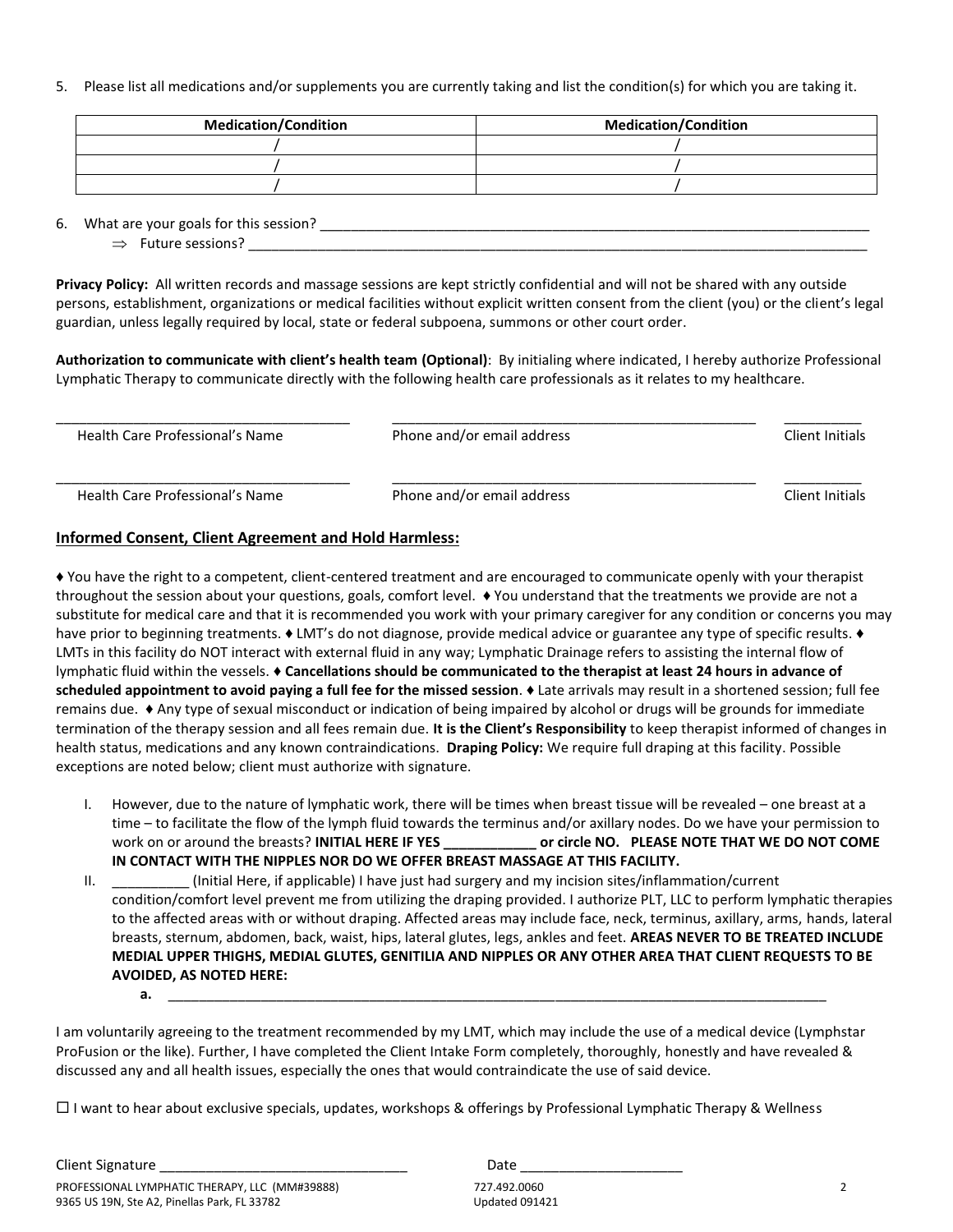5. Please list all medications and/or supplements you are currently taking and list the condition(s) for which you are taking it.

| Medication/Condition | Medication/Condition |
| --- | --- |
| / | / |
| / | / |
| / | / |

6. What are your goals for this session? ___________________________________________________________________________
   ⇒ Future sessions? ___________________________________________________________________________________

**Privacy Policy:** All written records and massage sessions are kept strictly confidential and will not be shared with any outside persons, establishment, organizations or medical facilities without explicit written consent from the client (you) or the client's legal guardian, unless legally required by local, state or federal subpoena, summons or other court order.

**Authorization to communicate with client's health team (Optional)**: By initialing where indicated, I hereby authorize Professional Lymphatic Therapy to communicate directly with the following health care professionals as it relates to my healthcare.

| Health Care Professional's Name | Phone and/or email address | Client Initials |
| --- | --- | --- |
| ______________________________ | ______________________________ | __________ |
| ______________________________ | ______________________________ | __________ |

## Informed Consent, Client Agreement and Hold Harmless:

♦ You have the right to a competent, client-centered treatment and are encouraged to communicate openly with your therapist throughout the session about your questions, goals, comfort level. ♦ You understand that the treatments we provide are not a substitute for medical care and that it is recommended you work with your primary caregiver for any condition or concerns you may have prior to beginning treatments. ♦ LMT's do not diagnose, provide medical advice or guarantee any type of specific results. ♦ LMTs in this facility do NOT interact with external fluid in any way; Lymphatic Drainage refers to assisting the internal flow of lymphatic fluid within the vessels. ♦ **Cancellations should be communicated to the therapist at least 24 hours in advance of scheduled appointment to avoid paying a full fee for the missed session**. ♦ Late arrivals may result in a shortened session; full fee remains due. ♦ Any type of sexual misconduct or indication of being impaired by alcohol or drugs will be grounds for immediate termination of the therapy session and all fees remain due. **It is the Client's Responsibility** to keep therapist informed of changes in health status, medications and any known contraindications. **Draping Policy:** We require full draping at this facility. Possible exceptions are noted below; client must authorize with signature.

I. However, due to the nature of lymphatic work, there will be times when breast tissue will be revealed – one breast at a time – to facilitate the flow of the lymph fluid towards the terminus and/or axillary nodes. Do we have your permission to work on or around the breasts? **INITIAL HERE IF YES ____________ or circle NO. PLEASE NOTE THAT WE DO NOT COME IN CONTACT WITH THE NIPPLES NOR DO WE OFFER BREAST MASSAGE AT THIS FACILITY.**

II. __________ (Initial Here, if applicable) I have just had surgery and my incision sites/inflammation/current condition/comfort level prevent me from utilizing the draping provided. I authorize PLT, LLC to perform lymphatic therapies to the affected areas with or without draping. Affected areas may include face, neck, terminus, axillary, arms, hands, lateral breasts, sternum, abdomen, back, waist, hips, lateral glutes, legs, ankles and feet. **AREAS NEVER TO BE TREATED INCLUDE MEDIAL UPPER THIGHS, MEDIAL GLUTES, GENITILIA AND NIPPLES OR ANY OTHER AREA THAT CLIENT REQUESTS TO BE AVOIDED, AS NOTED HERE:**
   **a.** ___________________________________________________________________________________________

I am voluntarily agreeing to the treatment recommended by my LMT, which may include the use of a medical device (Lymphstar ProFusion or the like). Further, I have completed the Client Intake Form completely, thoroughly, honestly and have revealed & discussed any and all health issues, especially the ones that would contraindicate the use of said device.

☐ I want to hear about exclusive specials, updates, workshops & offerings by Professional Lymphatic Therapy & Wellness

Client Signature ________________________________ Date _____________________

PROFESSIONAL LYMPHATIC THERAPY, LLC (MM#39888) 727.492.0060
9365 US 19N, Ste A2, Pinellas Park, FL 33782 Updated 091421